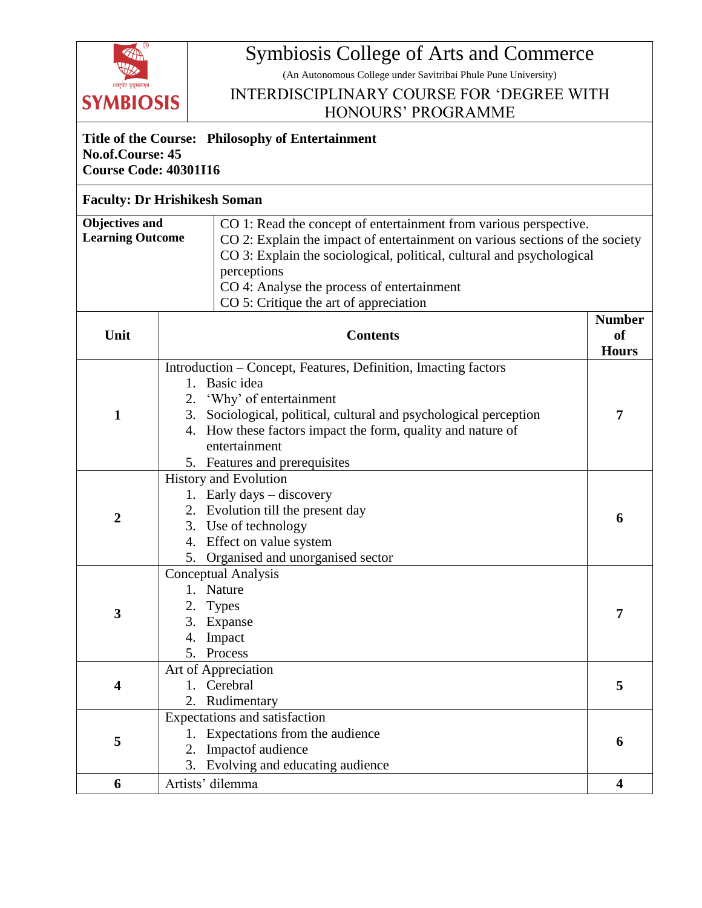# Symbiosis College of Arts and Commerce

(An Autonomous College under Savitribai Phule Pune University)

## INTERDISCIPLINARY COURSE FOR 'DEGREE WITH HONOURS' PROGRAMME

**Title of the Course: Philosophy of Entertainment**
**No.of.Course: 45**
**Course Code: 40301I16**

**Faculty: Dr Hrishikesh Soman**

| **Objectives and Learning Outcome** | CO 1: Read the concept of entertainment from various perspective.<br>CO 2: Explain the impact of entertainment on various sections of the society<br>CO 3: Explain the sociological, political, cultural and psychological perceptions<br>CO 4: Analyse the process of entertainment<br>CO 5: Critique the art of appreciation |
|---|---|

| Unit | Contents | Number of Hours |
|---|---|---|
| **1** | Introduction – Concept, Features, Definition, Imacting factors<br>1. Basic idea<br>2. 'Why' of entertainment<br>3. Sociological, political, cultural and psychological perception<br>4. How these factors impact the form, quality and nature of entertainment<br>5. Features and prerequisites | **7** |
| **2** | History and Evolution<br>1. Early days – discovery<br>2. Evolution till the present day<br>3. Use of technology<br>4. Effect on value system<br>5. Organised and unorganised sector | **6** |
| **3** | Conceptual Analysis<br>1. Nature<br>2. Types<br>3. Expanse<br>4. Impact<br>5. Process | **7** |
| **4** | Art of Appreciation<br>1. Cerebral<br>2. Rudimentary | **5** |
| **5** | Expectations and satisfaction<br>1. Expectations from the audience<br>2. Impactof audience<br>3. Evolving and educating audience | **6** |
| **6** | Artists' dilemma | **4** |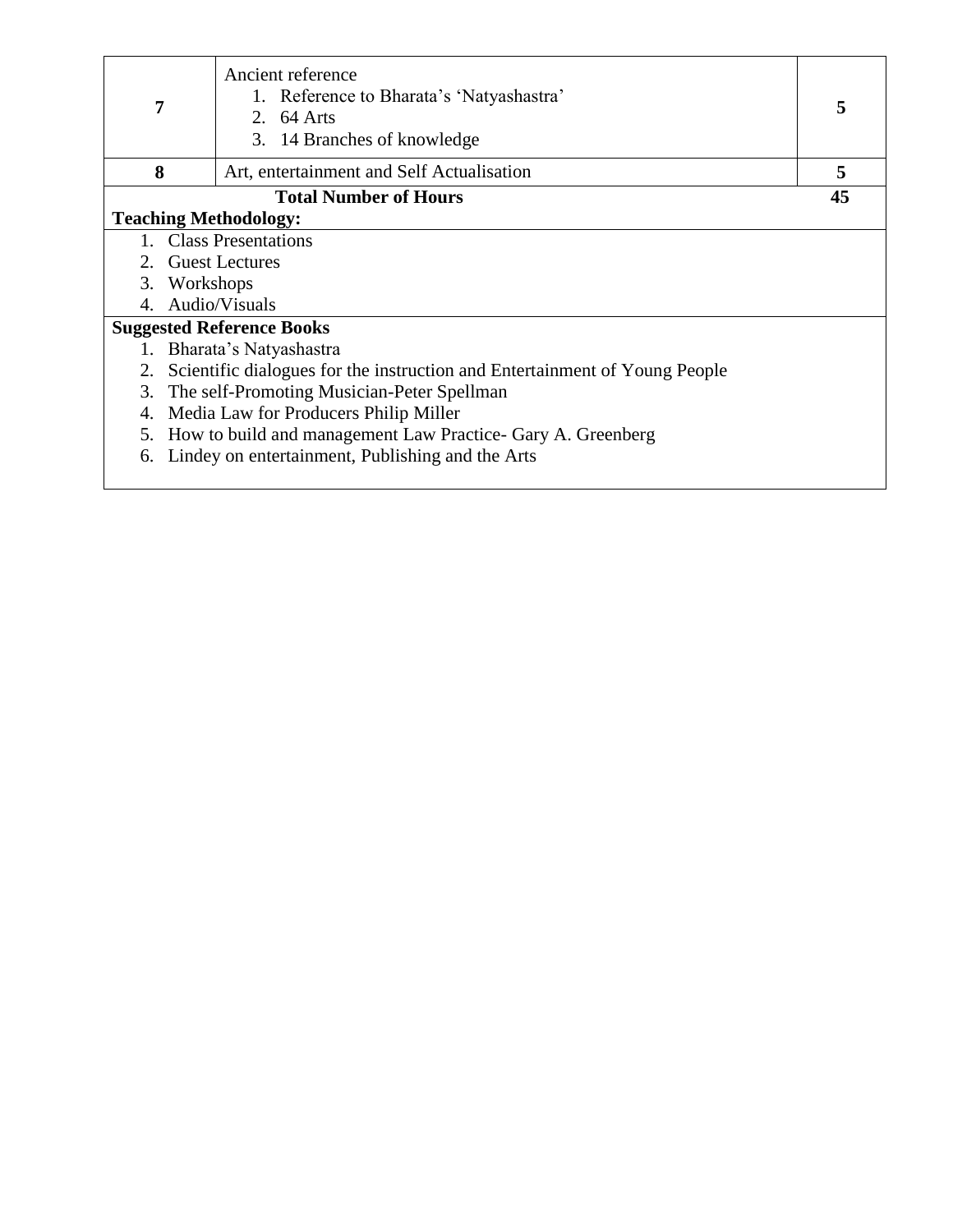| | | |
|---|---|---|
| **7** | Ancient reference<br>1. Reference to Bharata's 'Natyashastra'<br>2. 64 Arts<br>3. 14 Branches of knowledge | **5** |
| **8** | Art, entertainment and Self Actualisation | **5** |
| | **Total Number of Hours** | **45** |

**Teaching Methodology:**

1. Class Presentations
2. Guest Lectures
3. Workshops
4. Audio/Visuals

**Suggested Reference Books**

1. Bharata's Natyashastra
2. Scientific dialogues for the instruction and Entertainment of Young People
3. The self-Promoting Musician-Peter Spellman
4. Media Law for Producers Philip Miller
5. How to build and management Law Practice- Gary A. Greenberg
6. Lindey on entertainment, Publishing and the Arts